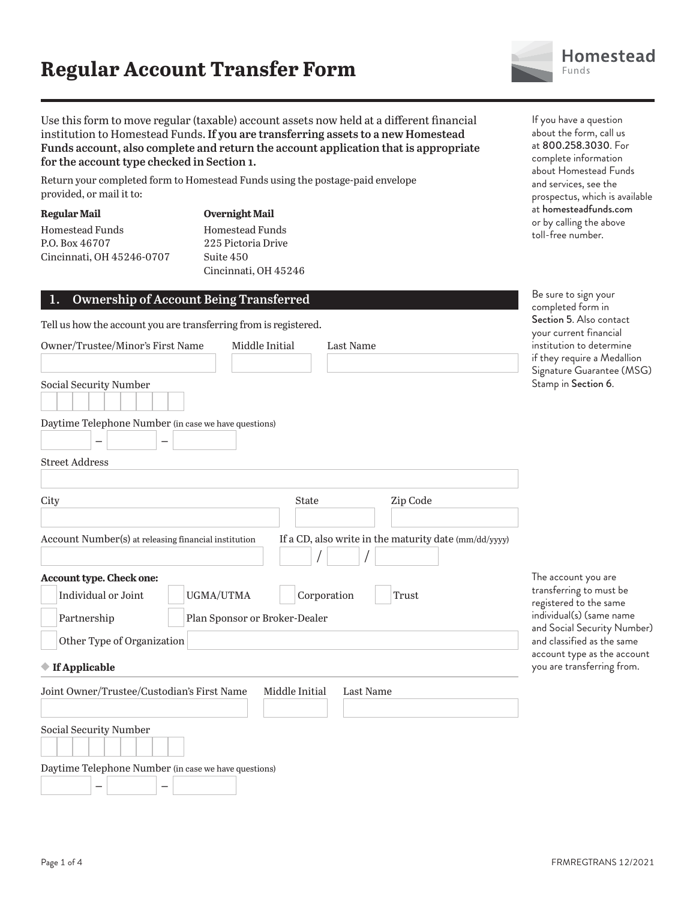# Regular Account Transfer Form

Homestead Funds

Use this form to move regular (taxable) account assets now held at a different financial institution to Homestead Funds. **If you are transferring assets to a new Homestead Funds account, also complete and return the account application that is appropriate for the account type checked in Section 1.**

Return your completed form to Homestead Funds using the postage-paid envelope provided, or mail it to:

**Regular Mail**
Homestead Funds
P.O. Box 46707
Cincinnati, OH 45246-0707

**Overnight Mail**
Homestead Funds
225 Pictoria Drive
Suite 450
Cincinnati, OH 45246

If you have a question about the form, call us at 800.258.3030. For complete information about Homestead Funds and services, see the prospectus, which is available at homesteadfunds.com or by calling the above toll-free number.

## 1. Ownership of Account Being Transferred

Be sure to sign your completed form in Section 5. Also contact your current financial institution to determine if they require a Medallion Signature Guarantee (MSG) Stamp in Section 6.

Tell us how the account you are transferring from is registered.

Owner/Trustee/Minor's First Name ____ Middle Initial ____ Last Name ____

Social Security Number ____

Daytime Telephone Number (in case we have questions) ____ – ____ – ____

Street Address ____

City ____ State ____ Zip Code ____

Account Number(s) at releasing financial institution ____

If a CD, also write in the maturity date (mm/dd/yyyy) ____ / ____ / ____

**Account type. Check one:**

- ☐ Individual or Joint
- ☐ UGMA/UTMA
- ☐ Corporation
- ☐ Trust
- ☐ Partnership
- ☐ Plan Sponsor or Broker-Dealer
- ☐ Other Type of Organization ____

The account you are transferring to must be registered to the same individual(s) (same name and Social Security Number) and classified as the same account type as the account you are transferring from.

◆ **If Applicable**

Joint Owner/Trustee/Custodian's First Name ____ Middle Initial ____ Last Name ____

Social Security Number ____

Daytime Telephone Number (in case we have questions) ____ – ____ – ____

FRMREGTRANS 12/2021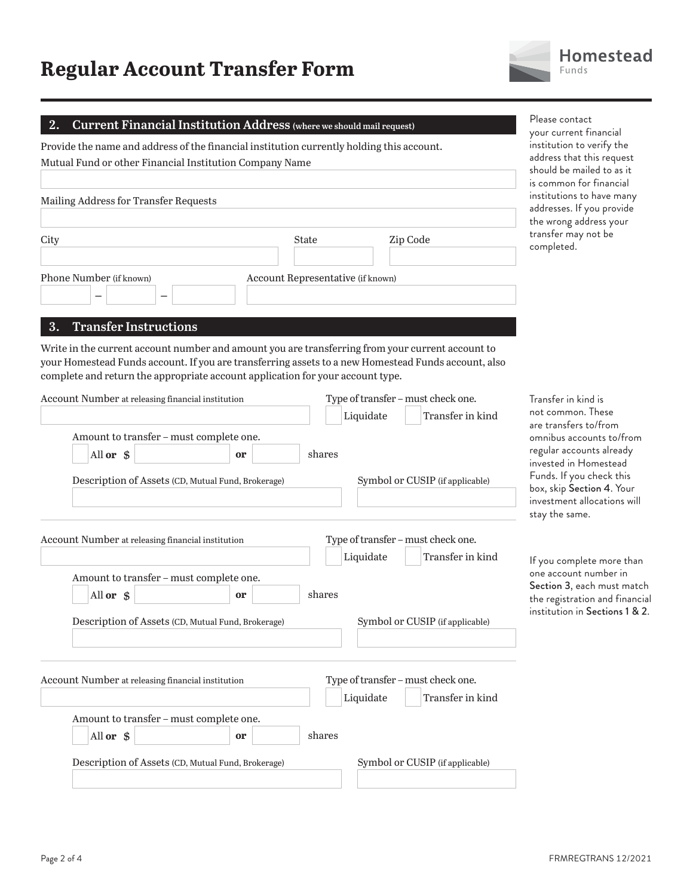# Regular Account Transfer Form

## 2. Current Financial Institution Address (where we should mail request)

Provide the name and address of the financial institution currently holding this account.

Mutual Fund or other Financial Institution Company Name

Mailing Address for Transfer Requests

City | State | Zip Code

Phone Number (if known) ___ – ___ – ___

Account Representative (if known)

Please contact your current financial institution to verify the address that this request should be mailed to as it is common for financial institutions to have many addresses. If you provide the wrong address your transfer may not be completed.

## 3. Transfer Instructions

Write in the current account number and amount you are transferring from your current account to your Homestead Funds account. If you are transferring assets to a new Homestead Funds account, also complete and return the appropriate account application for your account type.

Account Number at releasing financial institution

Type of transfer – must check one. ☐ Liquidate ☐ Transfer in kind

Amount to transfer – must complete one.

☐ All **or** $ ______ **or** ______ shares

Description of Assets (CD, Mutual Fund, Brokerage)

Symbol or CUSIP (if applicable)

---

Account Number at releasing financial institution

Type of transfer – must check one. ☐ Liquidate ☐ Transfer in kind

Amount to transfer – must complete one.

☐ All **or** $ ______ **or** ______ shares

Description of Assets (CD, Mutual Fund, Brokerage)

Symbol or CUSIP (if applicable)

---

Account Number at releasing financial institution

Type of transfer – must check one. ☐ Liquidate ☐ Transfer in kind

Amount to transfer – must complete one.

☐ All **or** $ ______ **or** ______ shares

Description of Assets (CD, Mutual Fund, Brokerage)

Symbol or CUSIP (if applicable)

Transfer in kind is not common. These are transfers to/from omnibus accounts to/from regular accounts already invested in Homestead Funds. If you check this box, skip Section 4. Your investment allocations will stay the same.

If you complete more than one account number in Section 3, each must match the registration and financial institution in Sections 1 & 2.

FRMREGTRANS 12/2021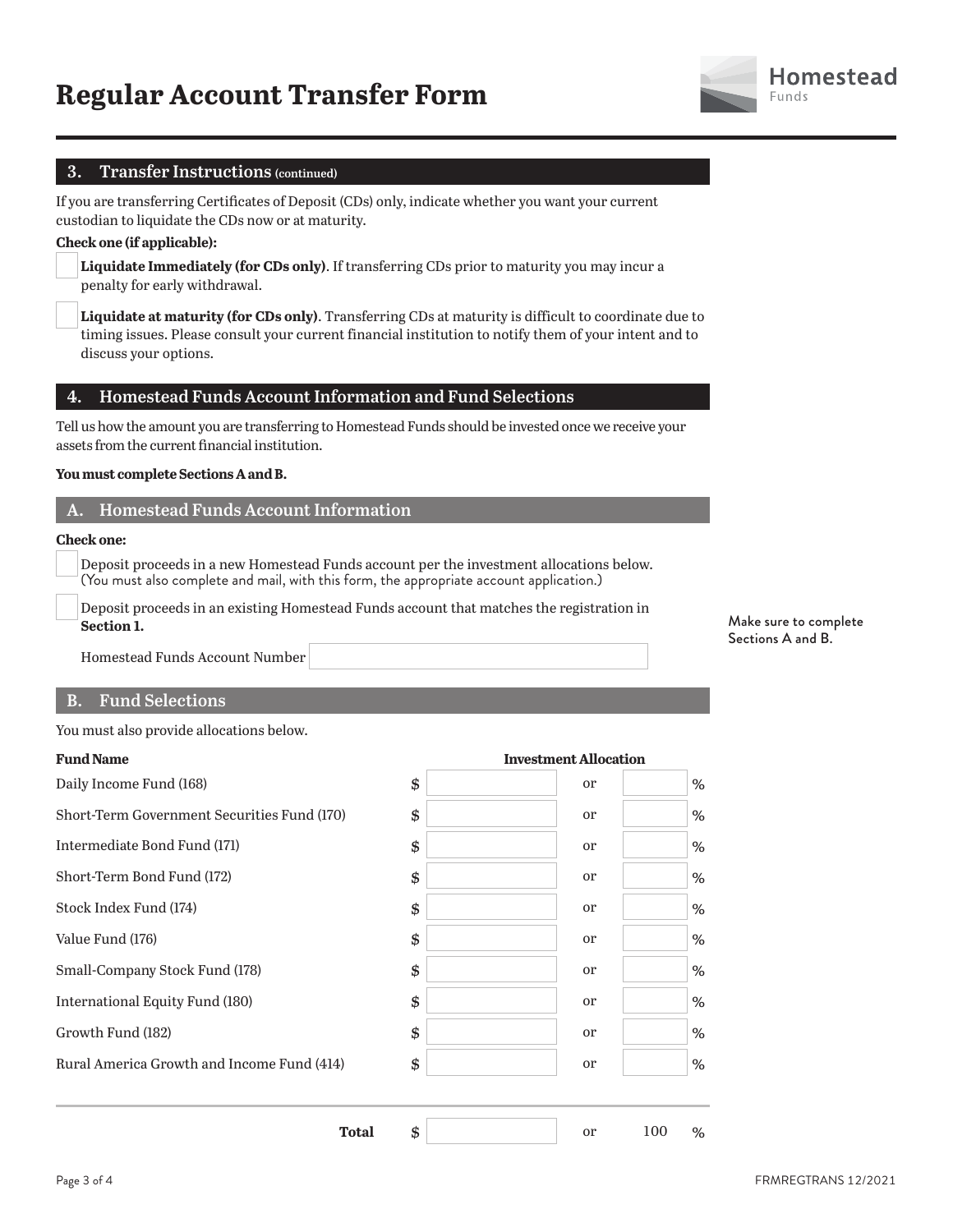# Regular Account Transfer Form

## 3. Transfer Instructions (continued)

If you are transferring Certificates of Deposit (CDs) only, indicate whether you want your current custodian to liquidate the CDs now or at maturity.

**Check one (if applicable):**

- ☐ **Liquidate Immediately (for CDs only)**. If transferring CDs prior to maturity you may incur a penalty for early withdrawal.
- ☐ **Liquidate at maturity (for CDs only)**. Transferring CDs at maturity is difficult to coordinate due to timing issues. Please consult your current financial institution to notify them of your intent and to discuss your options.

## 4. Homestead Funds Account Information and Fund Selections

Tell us how the amount you are transferring to Homestead Funds should be invested once we receive your assets from the current financial institution.

**You must complete Sections A and B.**

Make sure to complete Sections A and B.

### A. Homestead Funds Account Information

**Check one:**

- ☐ Deposit proceeds in a new Homestead Funds account per the investment allocations below. (You must also complete and mail, with this form, the appropriate account application.)
- ☐ Deposit proceeds in an existing Homestead Funds account that matches the registration in **Section 1.**

Homestead Funds Account Number ____________________

### B. Fund Selections

You must also provide allocations below.

| Fund Name | Investment Allocation | | |
|---|---|---|---|
| Daily Income Fund (168) | $ | or | % |
| Short-Term Government Securities Fund (170) | $ | or | % |
| Intermediate Bond Fund (171) | $ | or | % |
| Short-Term Bond Fund (172) | $ | or | % |
| Stock Index Fund (174) | $ | or | % |
| Value Fund (176) | $ | or | % |
| Small-Company Stock Fund (178) | $ | or | % |
| International Equity Fund (180) | $ | or | % |
| Growth Fund (182) | $ | or | % |
| Rural America Growth and Income Fund (414) | $ | or | % |
| **Total** | $ | or | 100 % |

FRMREGTRANS 12/2021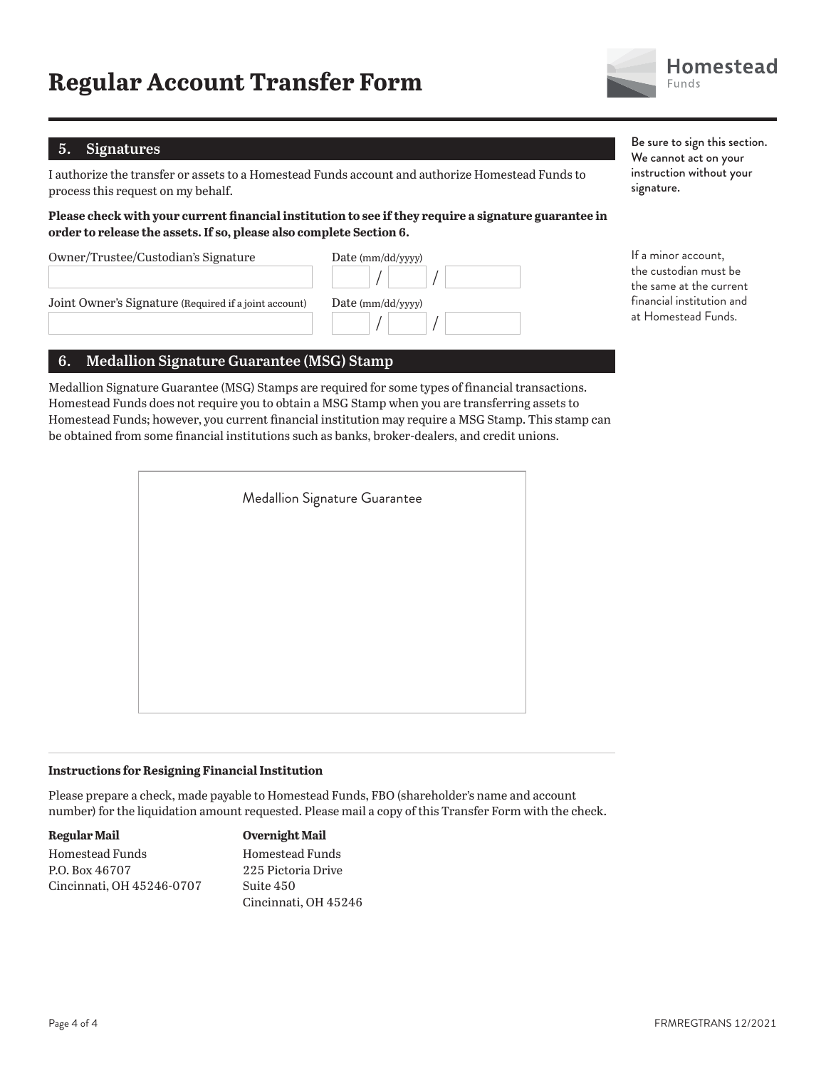# Regular Account Transfer Form

Homestead Funds

## 5. Signatures

Be sure to sign this section. We cannot act on your instruction without your signature.

I authorize the transfer or assets to a Homestead Funds account and authorize Homestead Funds to process this request on my behalf.

**Please check with your current financial institution to see if they require a signature guarantee in order to release the assets. If so, please also complete Section 6.**

If a minor account, the custodian must be the same at the current financial institution and at Homestead Funds.

Owner/Trustee/Custodian's Signature ______________________ Date (mm/dd/yyyy) ____ / ____ / ________

Joint Owner's Signature (Required if a joint account) ______________________ Date (mm/dd/yyyy) ____ / ____ / ________

## 6. Medallion Signature Guarantee (MSG) Stamp

Medallion Signature Guarantee (MSG) Stamps are required for some types of financial transactions. Homestead Funds does not require you to obtain a MSG Stamp when you are transferring assets to Homestead Funds; however, you current financial institution may require a MSG Stamp. This stamp can be obtained from some financial institutions such as banks, broker-dealers, and credit unions.

Medallion Signature Guarantee

---

**Instructions for Resigning Financial Institution**

Please prepare a check, made payable to Homestead Funds, FBO (shareholder's name and account number) for the liquidation amount requested. Please mail a copy of this Transfer Form with the check.

**Regular Mail**
Homestead Funds
P.O. Box 46707
Cincinnati, OH 45246-0707

**Overnight Mail**
Homestead Funds
225 Pictoria Drive
Suite 450
Cincinnati, OH 45246

FRMREGTRANS 12/2021